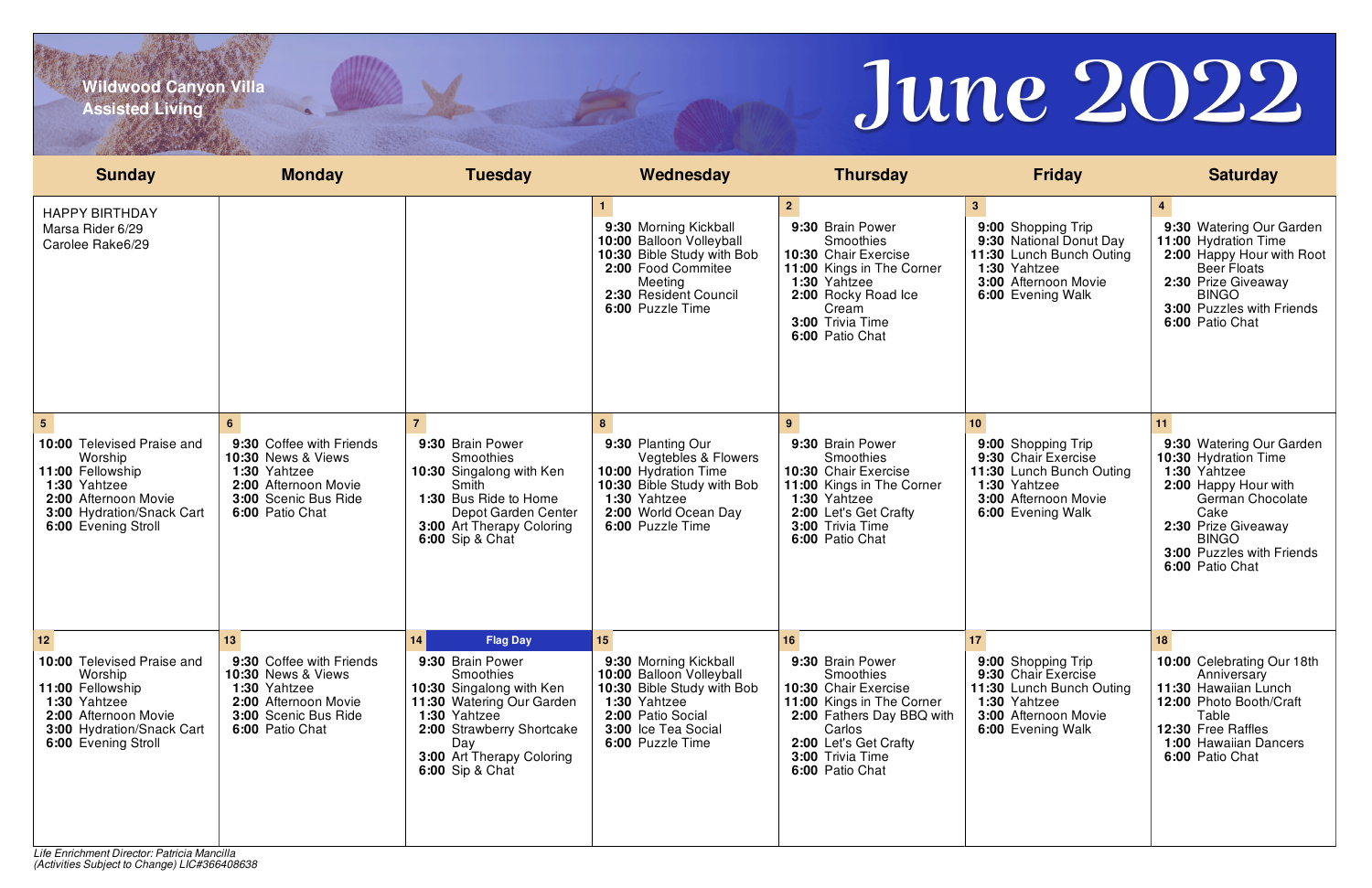Wildwood Canyon Villa
Assisted Living

# June 2022

| Sunday | Monday | Tuesday | Wednesday | Thursday | Friday | Saturday |
|---|---|---|---|---|---|---|
| HAPPY BIRTHDAY<br>Marsa Rider 6/29<br>Carolee Rake6/29 | | | **1**<br>**9:30** Morning Kickball<br>**10:00** Balloon Volleyball<br>**10:30** Bible Study with Bob<br>**2:00** Food Commitee Meeting<br>**2:30** Resident Council<br>**6:00** Puzzle Time | **2**<br>**9:30** Brain Power Smoothies<br>**10:30** Chair Exercise<br>**11:00** Kings in The Corner<br>**1:30** Yahtzee<br>**2:00** Rocky Road Ice Cream<br>**3:00** Trivia Time<br>**6:00** Patio Chat | **3**<br>**9:00** Shopping Trip<br>**9:30** National Donut Day<br>**11:30** Lunch Bunch Outing<br>**1:30** Yahtzee<br>**3:00** Afternoon Movie<br>**6:00** Evening Walk | **4**<br>**9:30** Watering Our Garden<br>**11:00** Hydration Time<br>**2:00** Happy Hour with Root Beer Floats<br>**2:30** Prize Giveaway BINGO<br>**3:00** Puzzles with Friends<br>**6:00** Patio Chat |
| **5**<br>**10:00** Televised Praise and Worship<br>**11:00** Fellowship<br>**1:30** Yahtzee<br>**2:00** Afternoon Movie<br>**3:00** Hydration/Snack Cart<br>**6:00** Evening Stroll | **6**<br>**9:30** Coffee with Friends<br>**10:30** News & Views<br>**1:30** Yahtzee<br>**2:00** Afternoon Movie<br>**3:00** Scenic Bus Ride<br>**6:00** Patio Chat | **7**<br>**9:30** Brain Power Smoothies<br>**10:30** Singalong with Ken Smith<br>**1:30** Bus Ride to Home Depot Garden Center<br>**3:00** Art Therapy Coloring<br>**6:00** Sip & Chat | **8**<br>**9:30** Planting Our Vegtebles & Flowers<br>**10:00** Hydration Time<br>**10:30** Bible Study with Bob<br>**1:30** Yahtzee<br>**2:00** World Ocean Day<br>**6:00** Puzzle Time | **9**<br>**9:30** Brain Power Smoothies<br>**10:30** Chair Exercise<br>**11:00** Kings in The Corner<br>**1:30** Yahtzee<br>**2:00** Let's Get Crafty<br>**3:00** Trivia Time<br>**6:00** Patio Chat | **10**<br>**9:00** Shopping Trip<br>**9:30** Chair Exercise<br>**11:30** Lunch Bunch Outing<br>**1:30** Yahtzee<br>**3:00** Afternoon Movie<br>**6:00** Evening Walk | **11**<br>**9:30** Watering Our Garden<br>**10:30** Hydration Time<br>**1:30** Yahtzee<br>**2:00** Happy Hour with German Chocolate Cake<br>**2:30** Prize Giveaway BINGO<br>**3:00** Puzzles with Friends<br>**6:00** Patio Chat |
| **12**<br>**10:00** Televised Praise and Worship<br>**11:00** Fellowship<br>**1:30** Yahtzee<br>**2:00** Afternoon Movie<br>**3:00** Hydration/Snack Cart<br>**6:00** Evening Stroll | **13**<br>**9:30** Coffee with Friends<br>**10:30** News & Views<br>**1:30** Yahtzee<br>**2:00** Afternoon Movie<br>**3:00** Scenic Bus Ride<br>**6:00** Patio Chat | **14** **Flag Day**<br>**9:30** Brain Power Smoothies<br>**10:30** Singalong with Ken<br>**11:30** Watering Our Garden<br>**1:30** Yahtzee<br>**2:00** Strawberry Shortcake Day<br>**3:00** Art Therapy Coloring<br>**6:00** Sip & Chat | **15**<br>**9:30** Morning Kickball<br>**10:00** Balloon Volleyball<br>**10:30** Bible Study with Bob<br>**1:30** Yahtzee<br>**2:00** Patio Social<br>**3:00** Ice Tea Social<br>**6:00** Puzzle Time | **16**<br>**9:30** Brain Power Smoothies<br>**10:30** Chair Exercise<br>**11:00** Kings in The Corner<br>**2:00** Fathers Day BBQ with Carlos<br>**2:00** Let's Get Crafty<br>**3:00** Trivia Time<br>**6:00** Patio Chat | **17**<br>**9:00** Shopping Trip<br>**9:30** Chair Exercise<br>**11:30** Lunch Bunch Outing<br>**1:30** Yahtzee<br>**3:00** Afternoon Movie<br>**6:00** Evening Walk | **18**<br>**10:00** Celebrating Our 18th Anniversary<br>**11:30** Hawaiian Lunch<br>**12:00** Photo Booth/Craft Table<br>**12:30** Free Raffles<br>**1:00** Hawaiian Dancers<br>**6:00** Patio Chat |

*Life Enrichment Director: Patricia Mancilla*
*(Activities Subject to Change) LIC#366408638*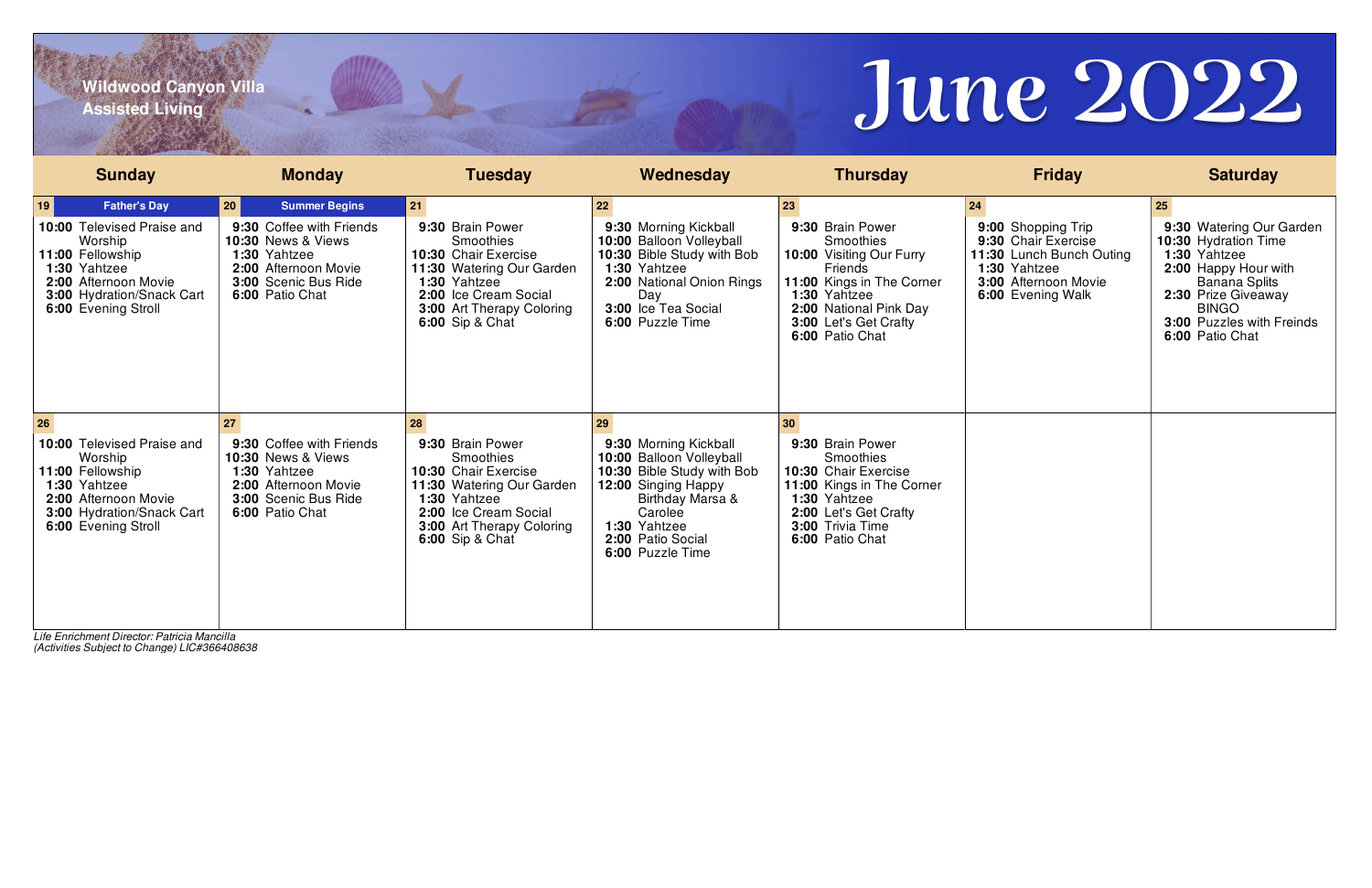Wildwood Canyon Villa
Assisted Living

# June 2022

| Sunday | Monday | Tuesday | Wednesday | Thursday | Friday | Saturday |
|---|---|---|---|---|---|---|
| **19** **Father's Day**<br>**10:00** Televised Praise and Worship<br>**11:00** Fellowship<br>**1:30** Yahtzee<br>**2:00** Afternoon Movie<br>**3:00** Hydration/Snack Cart<br>**6:00** Evening Stroll | **20** **Summer Begins**<br>**9:30** Coffee with Friends<br>**10:30** News & Views<br>**1:30** Yahtzee<br>**2:00** Afternoon Movie<br>**3:00** Scenic Bus Ride<br>**6:00** Patio Chat | **21**<br>**9:30** Brain Power Smoothies<br>**10:30** Chair Exercise<br>**11:30** Watering Our Garden<br>**1:30** Yahtzee<br>**2:00** Ice Cream Social<br>**3:00** Art Therapy Coloring<br>**6:00** Sip & Chat | **22**<br>**9:30** Morning Kickball<br>**10:00** Balloon Volleyball<br>**10:30** Bible Study with Bob<br>**1:30** Yahtzee<br>**2:00** National Onion Rings Day<br>**3:00** Ice Tea Social<br>**6:00** Puzzle Time | **23**<br>**9:30** Brain Power Smoothies<br>**10:00** Visiting Our Furry Friends<br>**11:00** Kings in The Corner<br>**1:30** Yahtzee<br>**2:00** National Pink Day<br>**3:00** Let's Get Crafty<br>**6:00** Patio Chat | **24**<br>**9:00** Shopping Trip<br>**9:30** Chair Exercise<br>**11:30** Lunch Bunch Outing<br>**1:30** Yahtzee<br>**3:00** Afternoon Movie<br>**6:00** Evening Walk | **25**<br>**9:30** Watering Our Garden<br>**10:30** Hydration Time<br>**1:30** Yahtzee<br>**2:00** Happy Hour with Banana Splits<br>**2:30** Prize Giveaway BINGO<br>**3:00** Puzzles with Freinds<br>**6:00** Patio Chat |
| **26**<br>**10:00** Televised Praise and Worship<br>**11:00** Fellowship<br>**1:30** Yahtzee<br>**2:00** Afternoon Movie<br>**3:00** Hydration/Snack Cart<br>**6:00** Evening Stroll | **27**<br>**9:30** Coffee with Friends<br>**10:30** News & Views<br>**1:30** Yahtzee<br>**2:00** Afternoon Movie<br>**3:00** Scenic Bus Ride<br>**6:00** Patio Chat | **28**<br>**9:30** Brain Power Smoothies<br>**10:30** Chair Exercise<br>**11:30** Watering Our Garden<br>**1:30** Yahtzee<br>**2:00** Ice Cream Social<br>**3:00** Art Therapy Coloring<br>**6:00** Sip & Chat | **29**<br>**9:30** Morning Kickball<br>**10:00** Balloon Volleyball<br>**10:30** Bible Study with Bob<br>**12:00** Singing Happy Birthday Marsa & Carolee<br>**1:30** Yahtzee<br>**2:00** Patio Social<br>**6:00** Puzzle Time | **30**<br>**9:30** Brain Power Smoothies<br>**10:30** Chair Exercise<br>**11:00** Kings in The Corner<br>**1:30** Yahtzee<br>**2:00** Let's Get Crafty<br>**3:00** Trivia Time<br>**6:00** Patio Chat | | |

*Life Enrichment Director: Patricia Mancilla*
*(Activities Subject to Change) LIC#366408638*